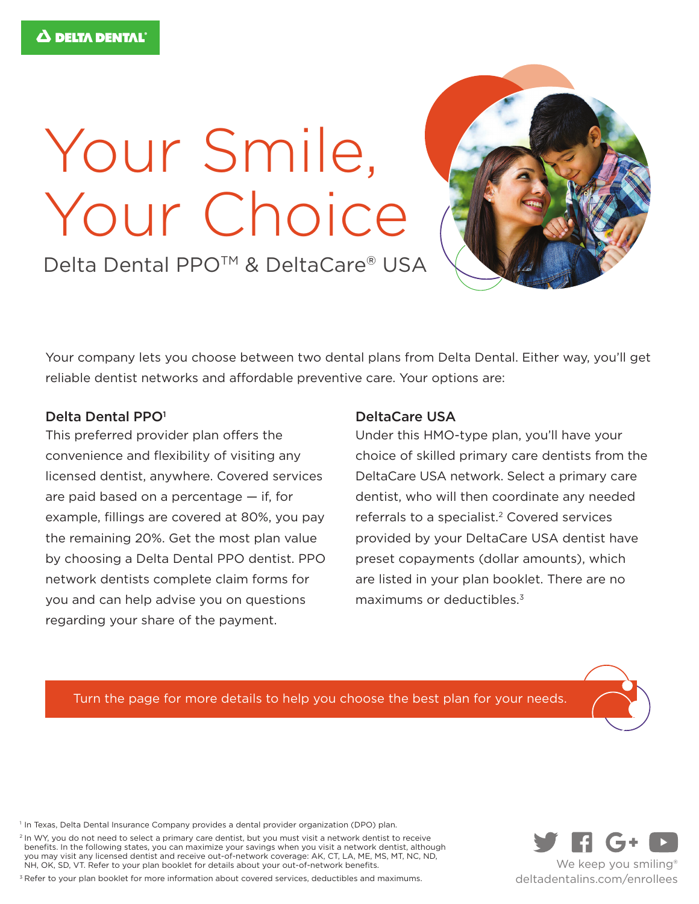DELTA DENTAL®

# Your Smile, Your Choice

## Delta Dental PPO™ & DeltaCare® USA

Your company lets you choose between two dental plans from Delta Dental. Either way, you'll get reliable dentist networks and affordable preventive care. Your options are:

### Delta Dental PPO[1]

This preferred provider plan offers the convenience and flexibility of visiting any licensed dentist, anywhere. Covered services are paid based on a percentage — if, for example, fillings are covered at 80%, you pay the remaining 20%. Get the most plan value by choosing a Delta Dental PPO dentist. PPO network dentists complete claim forms for you and can help advise you on questions regarding your share of the payment.

### DeltaCare USA

Under this HMO-type plan, you'll have your choice of skilled primary care dentists from the DeltaCare USA network. Select a primary care dentist, who will then coordinate any needed referrals to a specialist.[2] Covered services provided by your DeltaCare USA dentist have preset copayments (dollar amounts), which are listed in your plan booklet. There are no maximums or deductibles.[3]

Turn the page for more details to help you choose the best plan for your needs.

[1] In Texas, Delta Dental Insurance Company provides a dental provider organization (DPO) plan.

[2] In WY, you do not need to select a primary care dentist, but you must visit a network dentist to receive benefits. In the following states, you can maximize your savings when you visit a network dentist, although you may visit any licensed dentist and receive out-of-network coverage: AK, CT, LA, ME, MS, MT, NC, ND, NH, OK, SD, VT. Refer to your plan booklet for details about your out-of-network benefits.

[3] Refer to your plan booklet for more information about covered services, deductibles and maximums.

We keep you smiling®
deltadentalins.com/enrollees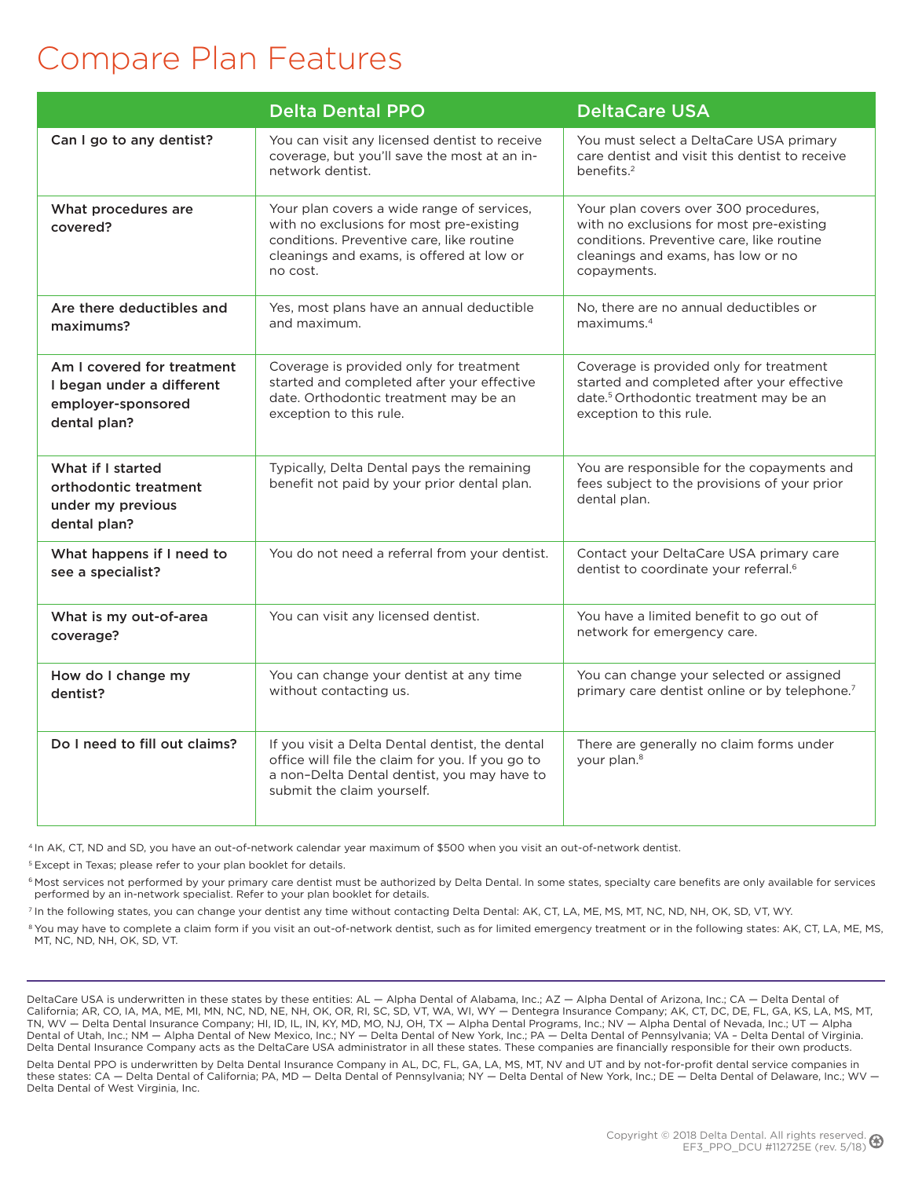# Compare Plan Features

| | Delta Dental PPO | DeltaCare USA |
|---|---|---|
| **Can I go to any dentist?** | You can visit any licensed dentist to receive coverage, but you'll save the most at an in-network dentist. | You must select a DeltaCare USA primary care dentist and visit this dentist to receive benefits.[2] |
| **What procedures are covered?** | Your plan covers a wide range of services, with no exclusions for most pre-existing conditions. Preventive care, like routine cleanings and exams, is offered at low or no cost. | Your plan covers over 300 procedures, with no exclusions for most pre-existing conditions. Preventive care, like routine cleanings and exams, has low or no copayments. |
| **Are there deductibles and maximums?** | Yes, most plans have an annual deductible and maximum. | No, there are no annual deductibles or maximums.[4] |
| **Am I covered for treatment I began under a different employer-sponsored dental plan?** | Coverage is provided only for treatment started and completed after your effective date. Orthodontic treatment may be an exception to this rule. | Coverage is provided only for treatment started and completed after your effective date.[5] Orthodontic treatment may be an exception to this rule. |
| **What if I started orthodontic treatment under my previous dental plan?** | Typically, Delta Dental pays the remaining benefit not paid by your prior dental plan. | You are responsible for the copayments and fees subject to the provisions of your prior dental plan. |
| **What happens if I need to see a specialist?** | You do not need a referral from your dentist. | Contact your DeltaCare USA primary care dentist to coordinate your referral.[6] |
| **What is my out-of-area coverage?** | You can visit any licensed dentist. | You have a limited benefit to go out of network for emergency care. |
| **How do I change my dentist?** | You can change your dentist at any time without contacting us. | You can change your selected or assigned primary care dentist online or by telephone.[7] |
| **Do I need to fill out claims?** | If you visit a Delta Dental dentist, the dental office will file the claim for you. If you go to a non–Delta Dental dentist, you may have to submit the claim yourself. | There are generally no claim forms under your plan.[8] |

[4] In AK, CT, ND and SD, you have an out-of-network calendar year maximum of $500 when you visit an out-of-network dentist.

[5] Except in Texas; please refer to your plan booklet for details.

[6] Most services not performed by your primary care dentist must be authorized by Delta Dental. In some states, specialty care benefits are only available for services performed by an in-network specialist. Refer to your plan booklet for details.

[7] In the following states, you can change your dentist any time without contacting Delta Dental: AK, CT, LA, ME, MS, MT, NC, ND, NH, OK, SD, VT, WY.

[8] You may have to complete a claim form if you visit an out-of-network dentist, such as for limited emergency treatment or in the following states: AK, CT, LA, ME, MS, MT, NC, ND, NH, OK, SD, VT.

DeltaCare USA is underwritten in these states by these entities: AL — Alpha Dental of Alabama, Inc.; AZ — Alpha Dental of Arizona, Inc.; CA — Delta Dental of California; AR, CO, IA, MA, ME, MI, MN, NC, ND, NE, NH, OK, OR, RI, SC, SD, VT, WA, WI, WY — Dentegra Insurance Company; AK, CT, DC, DE, FL, GA, KS, LA, MS, MT, TN, WV — Delta Dental Insurance Company; HI, ID, IL, IN, KY, MD, MO, NJ, OH, TX — Alpha Dental Programs, Inc.; NV — Alpha Dental of Nevada, Inc.; UT — Alpha Dental of Utah, Inc.; NM — Alpha Dental of New Mexico, Inc.; NY — Delta Dental of New York, Inc.; PA — Delta Dental of Pennsylvania; VA - Delta Dental of Virginia. Delta Dental Insurance Company acts as the DeltaCare USA administrator in all these states. These companies are financially responsible for their own products.

Delta Dental PPO is underwritten by Delta Dental Insurance Company in AL, DC, FL, GA, LA, MS, MT, NV and UT and by not-for-profit dental service companies in these states: CA — Delta Dental of California; PA, MD — Delta Dental of Pennsylvania; NY — Delta Dental of New York, Inc.; DE — Delta Dental of Delaware, Inc.; WV — Delta Dental of West Virginia, Inc.

Copyright © 2018 Delta Dental. All rights reserved.
EF3_PPO_DCU #112725E (rev. 5/18)